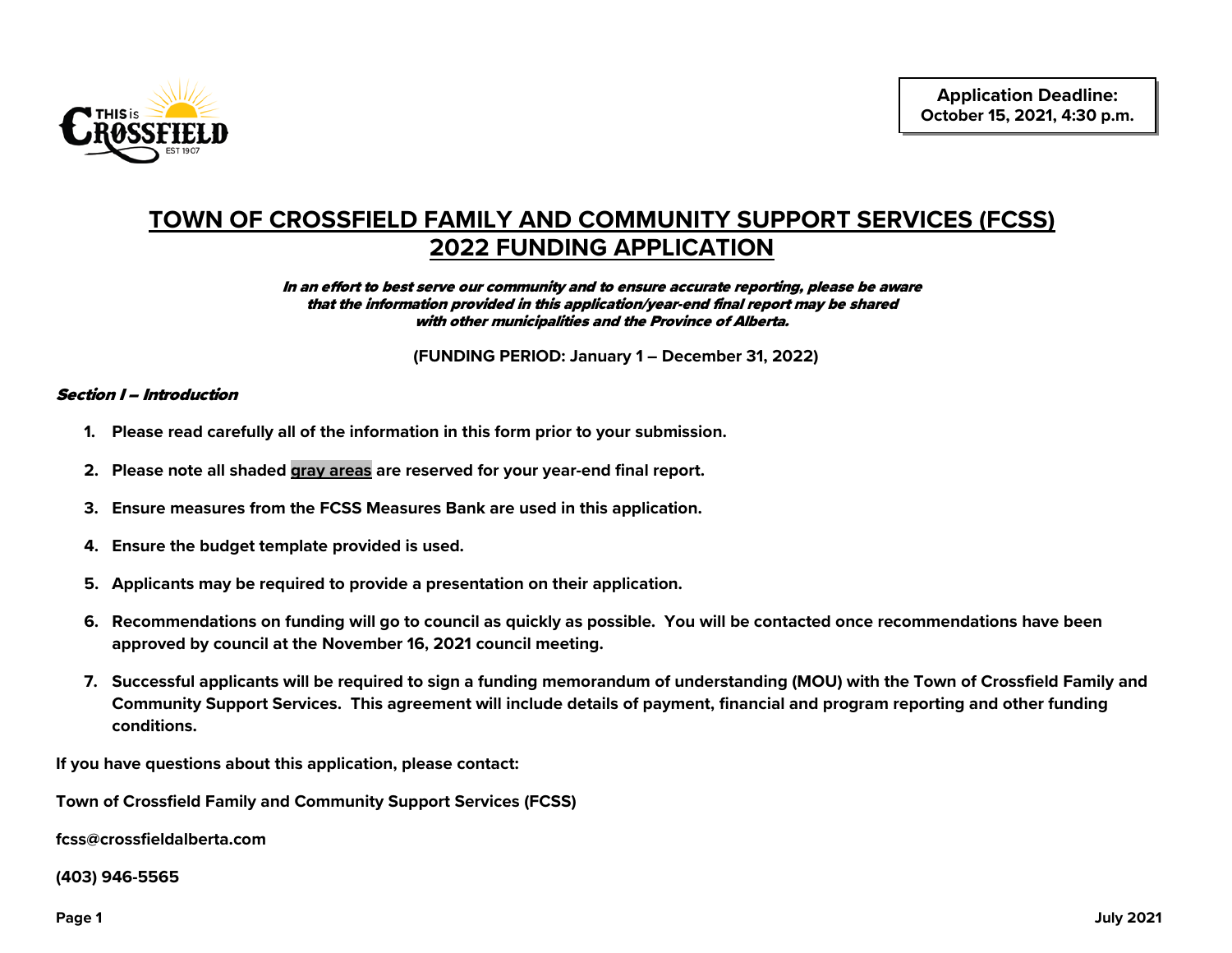**Application Deadline:**
**October 15, 2021, 4:30 p.m.**

# TOWN OF CROSSFIELD FAMILY AND COMMUNITY SUPPORT SERVICES (FCSS) 2022 FUNDING APPLICATION

***In an effort to best serve our community and to ensure accurate reporting, please be aware that the information provided in this application/year-end final report may be shared with other municipalities and the Province of Alberta.***

**(FUNDING PERIOD: January 1 – December 31, 2022)**

## *Section I – Introduction*

1. **Please read carefully all of the information in this form prior to your submission.**
2. **Please note all shaded gray areas are reserved for your year-end final report.**
3. **Ensure measures from the FCSS Measures Bank are used in this application.**
4. **Ensure the budget template provided is used.**
5. **Applicants may be required to provide a presentation on their application.**
6. **Recommendations on funding will go to council as quickly as possible. You will be contacted once recommendations have been approved by council at the November 16, 2021 council meeting.**
7. **Successful applicants will be required to sign a funding memorandum of understanding (MOU) with the Town of Crossfield Family and Community Support Services. This agreement will include details of payment, financial and program reporting and other funding conditions.**

**If you have questions about this application, please contact:**

**Town of Crossfield Family and Community Support Services (FCSS)**

**fcss@crossfieldalberta.com**

**(403) 946-5565**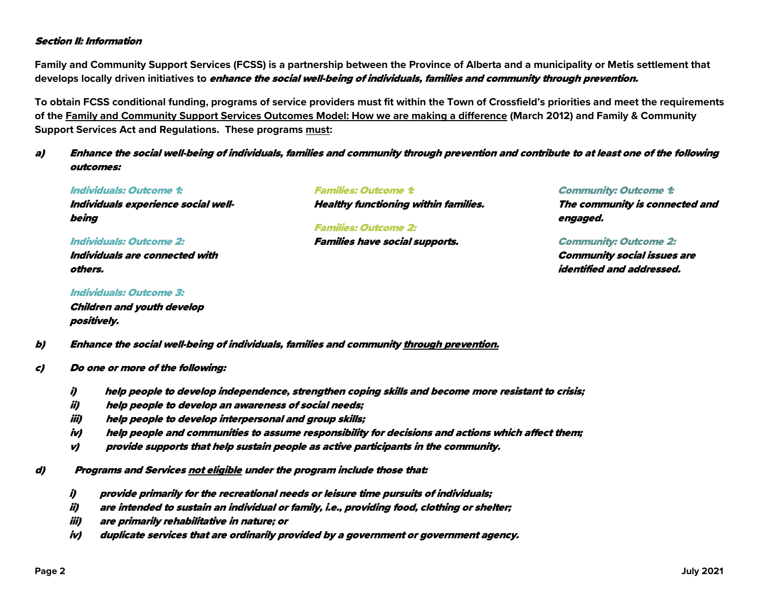### *Section II: Information*

**Family and Community Support Services (FCSS) is a partnership between the Province of Alberta and a municipality or Metis settlement that develops locally driven initiatives to *enhance the social well-being of individuals, families and community through prevention.***

**To obtain FCSS conditional funding, programs of service providers must fit within the Town of Crossfield's priorities and meet the requirements of the <u>Family and Community Support Services Outcomes Model: How we are making a difference</u> (March 2012) and Family & Community Support Services Act and Regulations. These programs <u>must</u>:**

***a) Enhance the social well-being of individuals, families and community through prevention and contribute to at least one of the following outcomes:***

***Individuals: Outcome 1:***
***Individuals experience social well-being***

***Individuals: Outcome 2:***
***Individuals are connected with others.***

***Individuals: Outcome 3:***
***Children and youth develop positively.***

***Families: Outcome 1:***
***Healthy functioning within families.***

***Families: Outcome 2:***
***Families have social supports.***

***Community: Outcome 1:***
***The community is connected and engaged.***

***Community: Outcome 2:***
***Community social issues are identified and addressed.***

***b) Enhance the social well-being of individuals, families and community <u>through prevention.</u>***

***c) Do one or more of the following:***

- ***i) help people to develop independence, strengthen coping skills and become more resistant to crisis;***
- ***ii) help people to develop an awareness of social needs;***
- ***iii) help people to develop interpersonal and group skills;***
- ***iv) help people and communities to assume responsibility for decisions and actions which affect them;***
- ***v) provide supports that help sustain people as active participants in the community.***

***d) Programs and Services <u>not eligible</u> under the program include those that:***

- ***i) provide primarily for the recreational needs or leisure time pursuits of individuals;***
- ***ii) are intended to sustain an individual or family, i.e., providing food, clothing or shelter;***
- ***iii) are primarily rehabilitative in nature; or***
- ***iv) duplicate services that are ordinarily provided by a government or government agency.***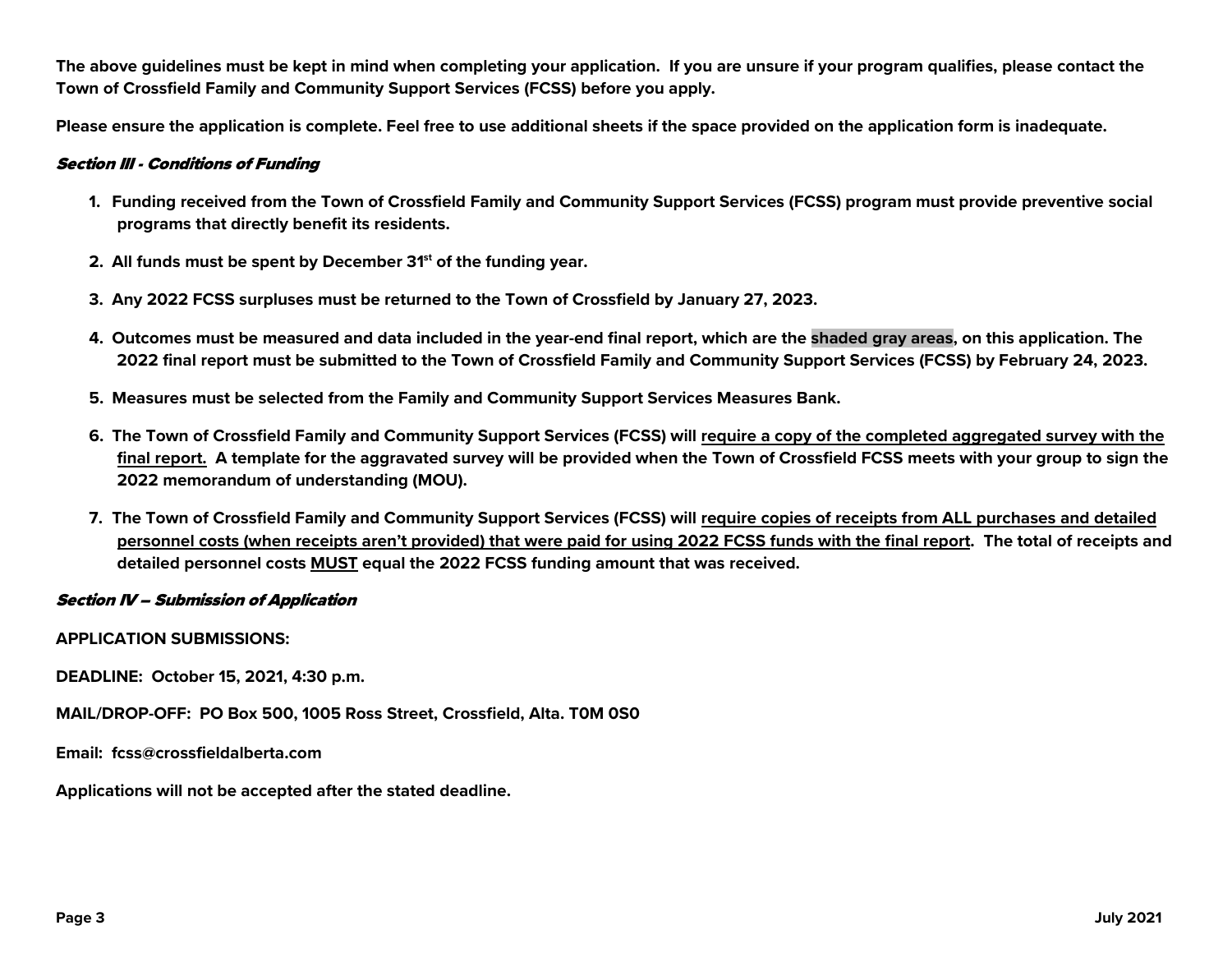**The above guidelines must be kept in mind when completing your application. If you are unsure if your program qualifies, please contact the Town of Crossfield Family and Community Support Services (FCSS) before you apply.**

**Please ensure the application is complete. Feel free to use additional sheets if the space provided on the application form is inadequate.**

### *Section III - Conditions of Funding*

1. **Funding received from the Town of Crossfield Family and Community Support Services (FCSS) program must provide preventive social programs that directly benefit its residents.**

2. **All funds must be spent by December 31st of the funding year.**

3. **Any 2022 FCSS surpluses must be returned to the Town of Crossfield by January 27, 2023.**

4. **Outcomes must be measured and data included in the year-end final report, which are the shaded gray areas, on this application. The 2022 final report must be submitted to the Town of Crossfield Family and Community Support Services (FCSS) by February 24, 2023.**

5. **Measures must be selected from the Family and Community Support Services Measures Bank.**

6. **The Town of Crossfield Family and Community Support Services (FCSS) will require a copy of the completed aggregated survey with the final report. A template for the aggravated survey will be provided when the Town of Crossfield FCSS meets with your group to sign the 2022 memorandum of understanding (MOU).**

7. **The Town of Crossfield Family and Community Support Services (FCSS) will require copies of receipts from ALL purchases and detailed personnel costs (when receipts aren't provided) that were paid for using 2022 FCSS funds with the final report. The total of receipts and detailed personnel costs MUST equal the 2022 FCSS funding amount that was received.**

### *Section IV – Submission of Application*

**APPLICATION SUBMISSIONS:**

**DEADLINE: October 15, 2021, 4:30 p.m.**

**MAIL/DROP-OFF: PO Box 500, 1005 Ross Street, Crossfield, Alta. T0M 0S0**

**Email: fcss@crossfieldalberta.com**

**Applications will not be accepted after the stated deadline.**

**July 2021**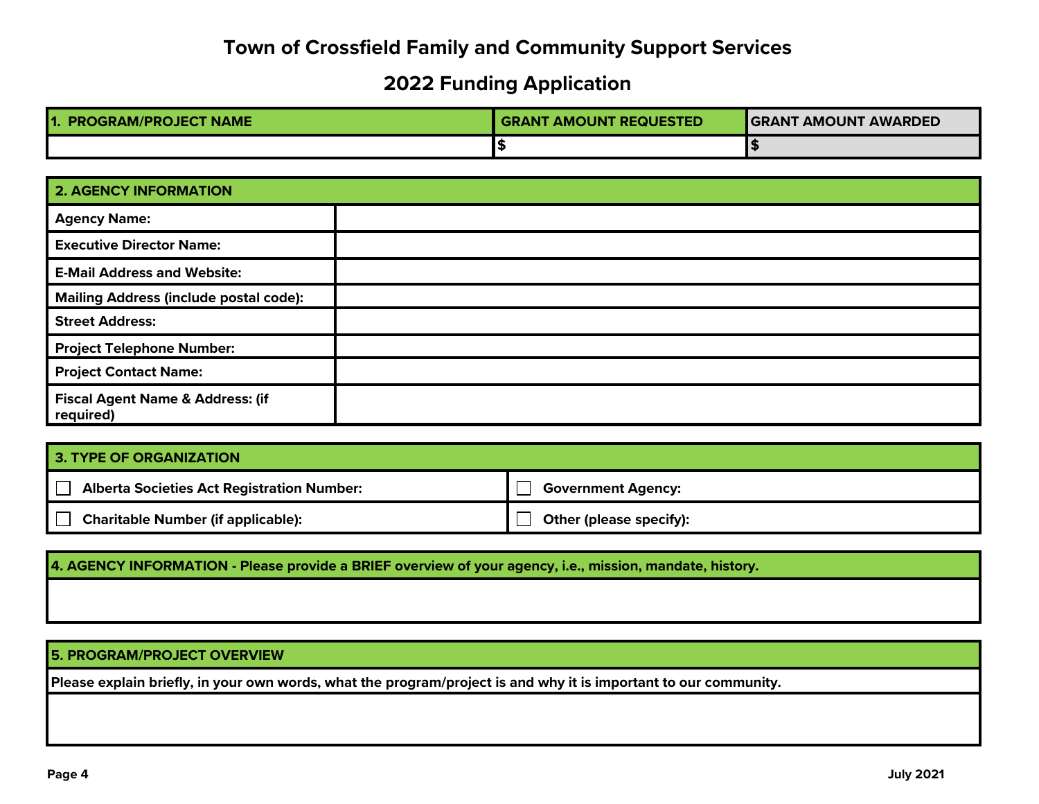# Town of Crossfield Family and Community Support Services

## 2022 Funding Application

| 1. PROGRAM/PROJECT NAME | GRANT AMOUNT REQUESTED | GRANT AMOUNT AWARDED |
|---|---|---|
| | $ | $ |

| 2. AGENCY INFORMATION | |
|---|---|
| **Agency Name:** | |
| **Executive Director Name:** | |
| **E-Mail Address and Website:** | |
| **Mailing Address (include postal code):** | |
| **Street Address:** | |
| **Project Telephone Number:** | |
| **Project Contact Name:** | |
| **Fiscal Agent Name & Address: (if required)** | |

| 3. TYPE OF ORGANIZATION | |
|---|---|
| ☐ **Alberta Societies Act Registration Number:** | ☐ **Government Agency:** |
| ☐ **Charitable Number (if applicable):** | ☐ **Other (please specify):** |

| 4. AGENCY INFORMATION - Please provide a BRIEF overview of your agency, i.e., mission, mandate, history. |
|---|
| |

| 5. PROGRAM/PROJECT OVERVIEW |
|---|
| **Please explain briefly, in your own words, what the program/project is and why it is important to our community.** |
| |

July 2021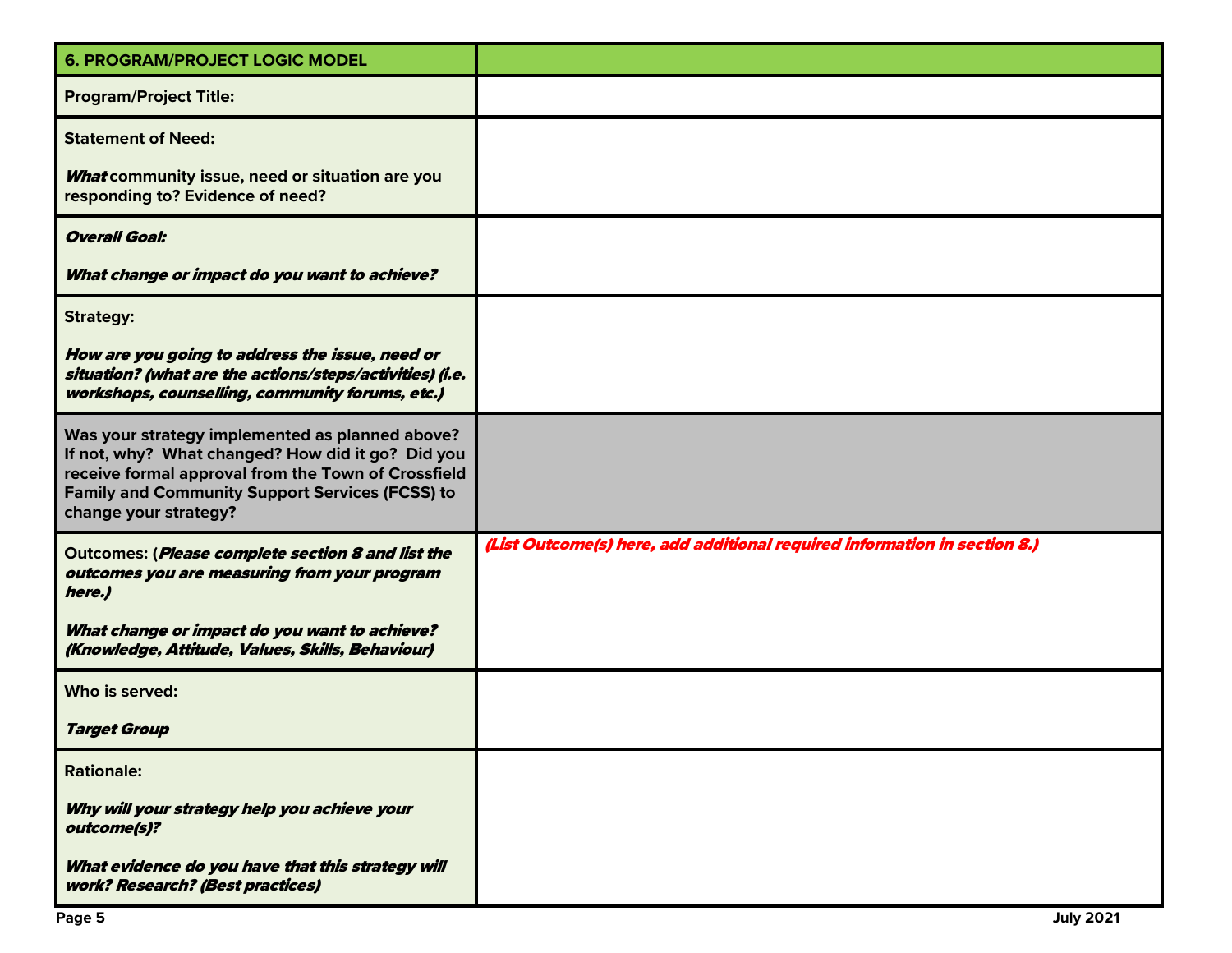| **6. PROGRAM/PROJECT LOGIC MODEL** | |
|---|---|
| **Program/Project Title:** | |
| **Statement of Need:**<br><br>***What*** **community issue, need or situation are you responding to? Evidence of need?** | |
| ***Overall Goal:***<br><br>***What change or impact do you want to achieve?*** | |
| **Strategy:**<br><br>***How are you going to address the issue, need or situation? (what are the actions/steps/activities) (i.e. workshops, counselling, community forums, etc.)*** | |
| **Was your strategy implemented as planned above? If not, why? What changed? How did it go? Did you receive formal approval from the Town of Crossfield Family and Community Support Services (FCSS) to change your strategy?** | |
| **Outcomes: (*Please complete section 8 and list the outcomes you are measuring from your program here.)***<br><br>***What change or impact do you want to achieve? (Knowledge, Attitude, Values, Skills, Behaviour)*** | ***(List Outcome(s) here, add additional required information in section 8.)*** |
| **Who is served:**<br><br>***Target Group*** | |
| **Rationale:**<br><br>***Why will your strategy help you achieve your outcome(s)?***<br><br>***What evidence do you have that this strategy will work? Research? (Best practices)*** | |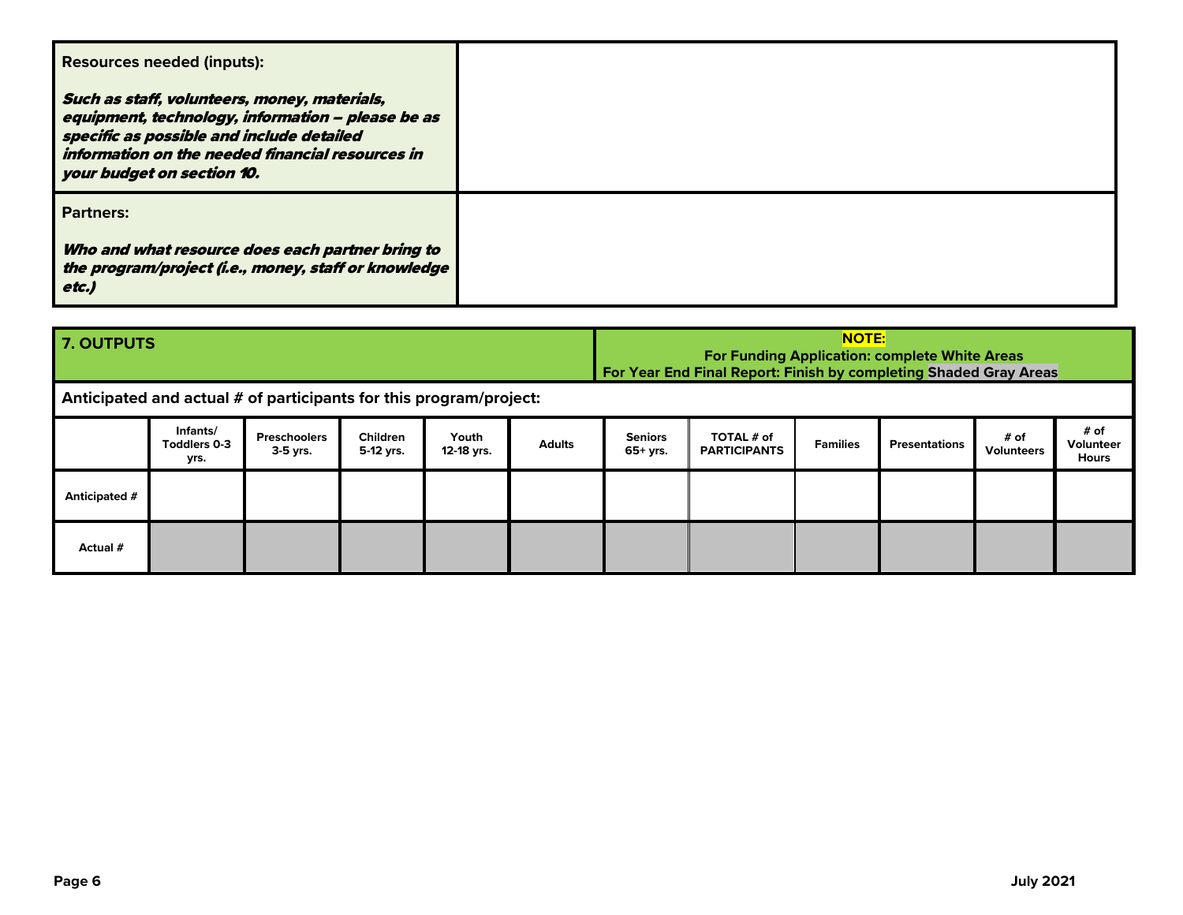| | |
|---|---|
| **Resources needed (inputs):** <br><br> ***Such as staff, volunteers, money, materials, equipment, technology, information – please be as specific as possible and include detailed information on the needed financial resources in your budget on section 10.*** | |
| **Partners:** <br><br> ***Who and what resource does each partner bring to the program/project (i.e., money, staff or knowledge etc.)*** | |

## 7. OUTPUTS

**NOTE:**
**For Funding Application: complete White Areas**
**For Year End Final Report: Finish by completing Shaded Gray Areas**

**Anticipated and actual # of participants for this program/project:**

| | Infants/ Toddlers 0-3 yrs. | Preschoolers 3-5 yrs. | Children 5-12 yrs. | Youth 12-18 yrs. | Adults | Seniors 65+ yrs. | TOTAL # of PARTICIPANTS | Families | Presentations | # of Volunteers | # of Volunteer Hours |
|---|---|---|---|---|---|---|---|---|---|---|---|
| **Anticipated #** | | | | | | | | | | | |
| **Actual #** | | | | | | | | | | | |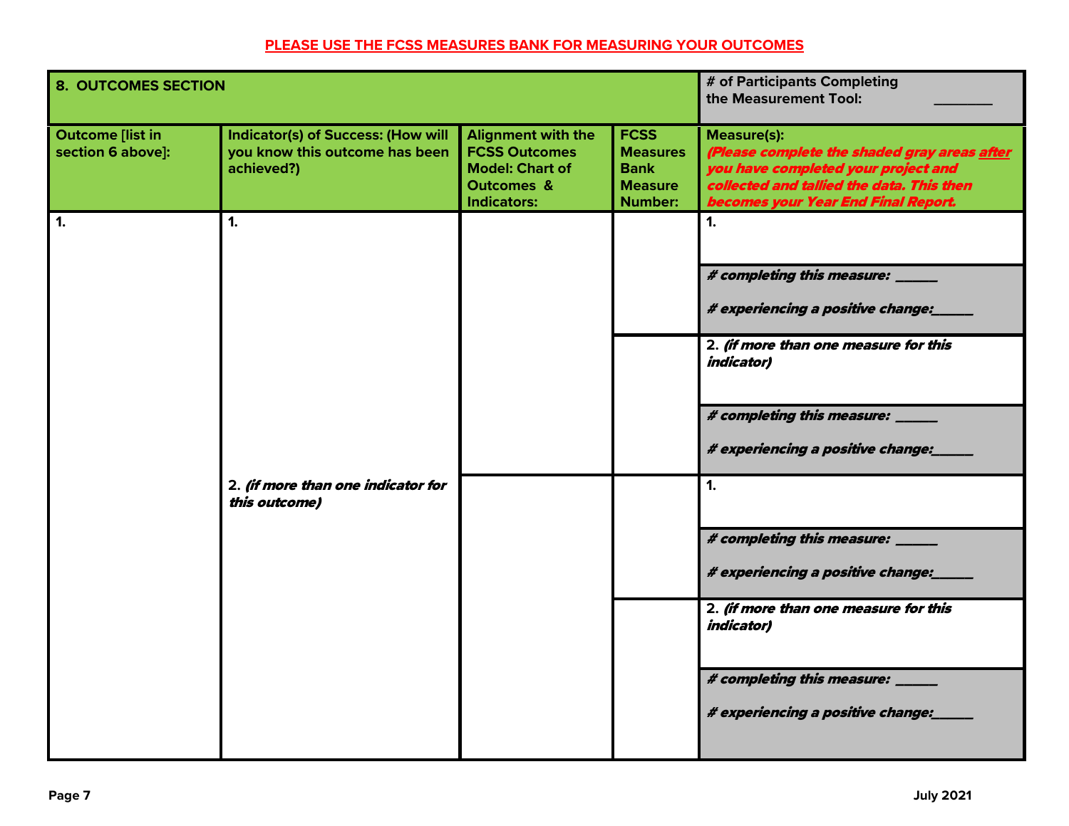**PLEASE USE THE FCSS MEASURES BANK FOR MEASURING YOUR OUTCOMES**

| **8. OUTCOMES SECTION** | | | | **# of Participants Completing the Measurement Tool: ________** |
|---|---|---|---|---|
| **Outcome [list in section 6 above]:** | **Indicator(s) of Success: (How will you know this outcome has been achieved?)** | **Alignment with the FCSS Outcomes Model: Chart of Outcomes & Indicators:** | **FCSS Measures Bank Measure Number:** | **Measure(s):** ***(Please complete the shaded gray areas after you have completed your project and collected and tallied the data. This then becomes your Year End Final Report.*** |
| **1.** | **1.** | | | **1.** |
| | | | | ***# completing this measure: _____*** ***# experiencing a positive change:_____*** |
| | | | | **2.** ***(if more than one measure for this indicator)*** |
| | | | | ***# completing this measure: _____*** ***# experiencing a positive change:_____*** |
| | **2.** ***(if more than one indicator for this outcome)*** | | | **1.** |
| | | | | ***# completing this measure: _____*** ***# experiencing a positive change:_____*** |
| | | | | **2.** ***(if more than one measure for this indicator)*** |
| | | | | ***# completing this measure: _____*** ***# experiencing a positive change:_____*** |

**July 2021**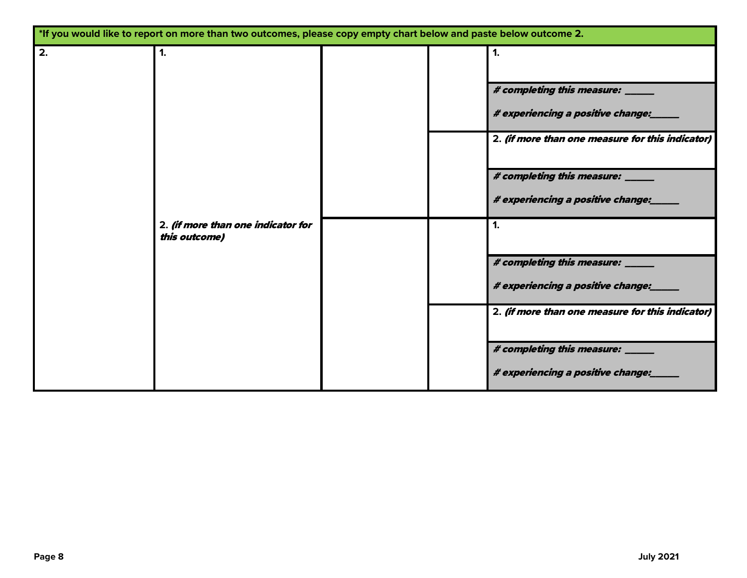| *If you would like to report on more than two outcomes, please copy empty chart below and paste below outcome 2. | | | | |
|---|---|---|---|---|
| 2. | 1. | | | 1. |
| | | | | *# completing this measure: _____* <br> *# experiencing a positive change:_____* |
| | | | | 2. *(if more than one measure for this indicator)* |
| | | | | *# completing this measure: _____* <br> *# experiencing a positive change:_____* |
| | 2. *(if more than one indicator for this outcome)* | | | 1. |
| | | | | *# completing this measure: _____* <br> *# experiencing a positive change:_____* |
| | | | | 2. *(if more than one measure for this indicator)* |
| | | | | *# completing this measure: _____* <br> *# experiencing a positive change:_____* |

July 2021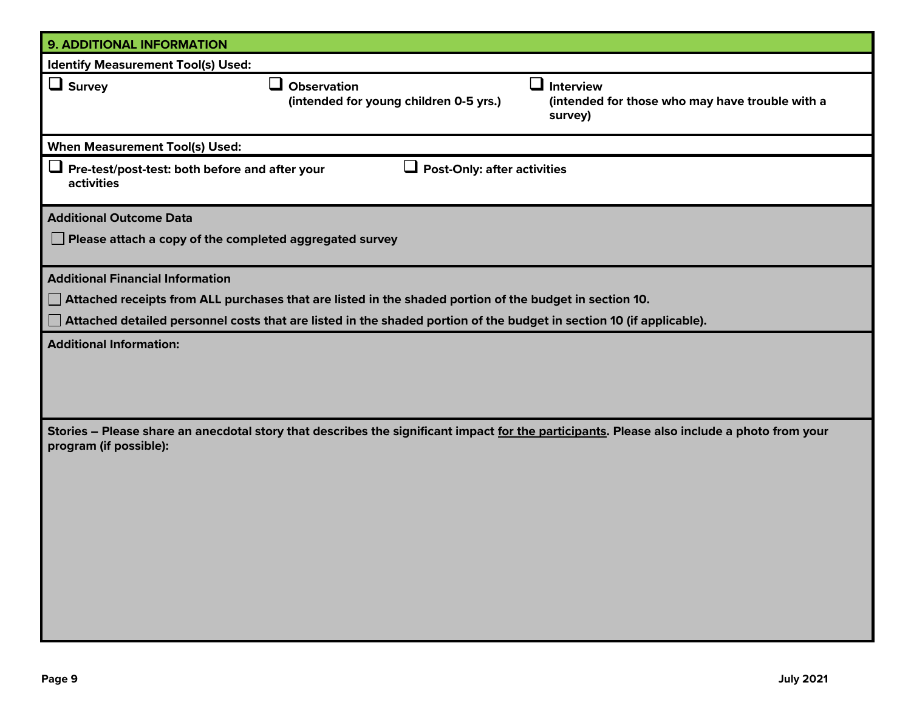## 9. ADDITIONAL INFORMATION

**Identify Measurement Tool(s) Used:**

- ☐ **Survey**
- ☐ **Observation** **(intended for young children 0-5 yrs.)**
- ☐ **Interview** **(intended for those who may have trouble with a survey)**

**When Measurement Tool(s) Used:**

- ☐ **Pre-test/post-test: both before and after your activities**
- ☐ **Post-Only: after activities**

**Additional Outcome Data**

- ☐ **Please attach a copy of the completed aggregated survey**

**Additional Financial Information**

- ☐ **Attached receipts from ALL purchases that are listed in the shaded portion of the budget in section 10.**
- ☐ **Attached detailed personnel costs that are listed in the shaded portion of the budget in section 10 (if applicable).**

**Additional Information:**

**Stories – Please share an anecdotal story that describes the significant impact <u>for the participants</u>. Please also include a photo from your program (if possible):**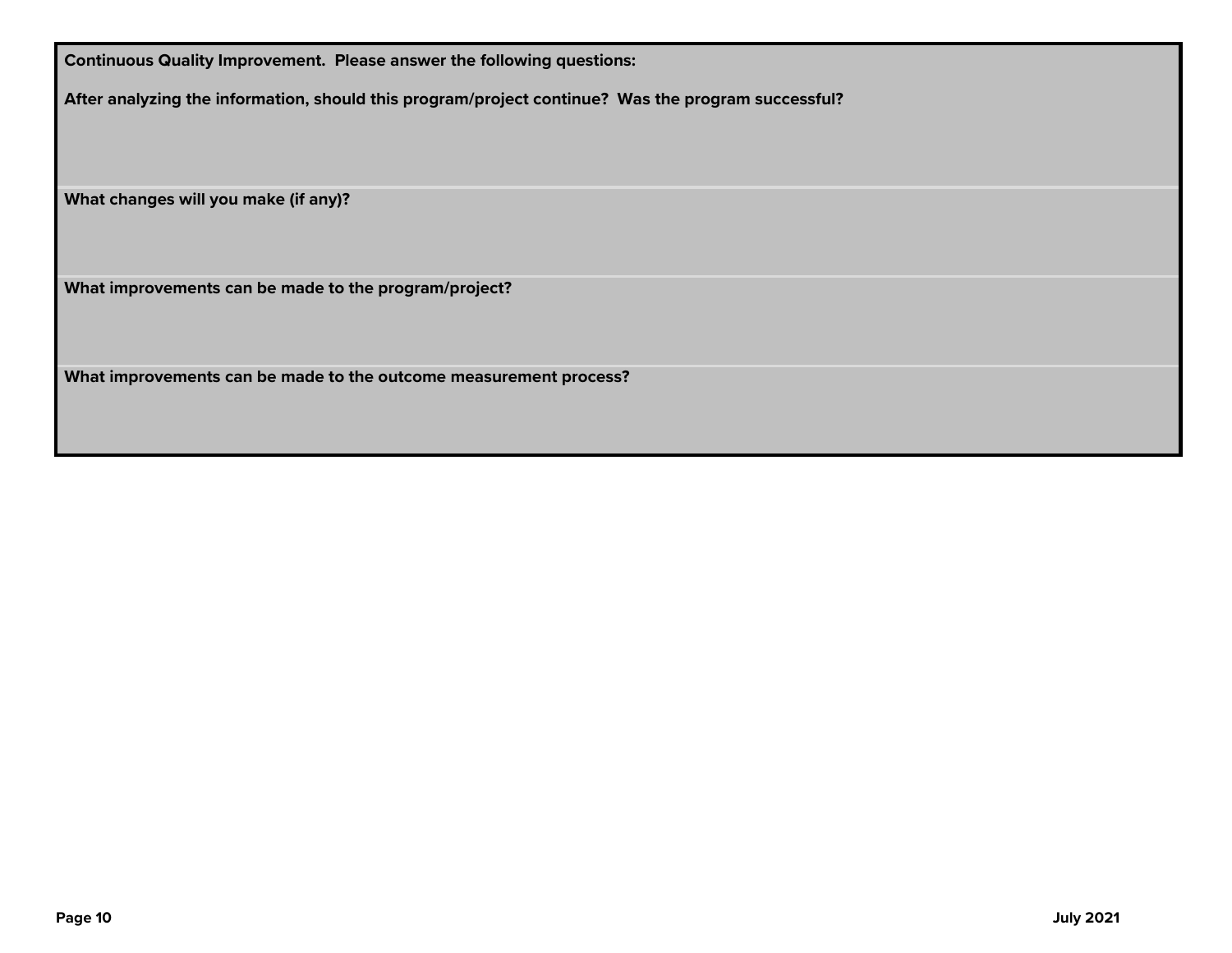**Continuous Quality Improvement. Please answer the following questions:**

**After analyzing the information, should this program/project continue? Was the program successful?**

**What changes will you make (if any)?**

**What improvements can be made to the program/project?**

**What improvements can be made to the outcome measurement process?**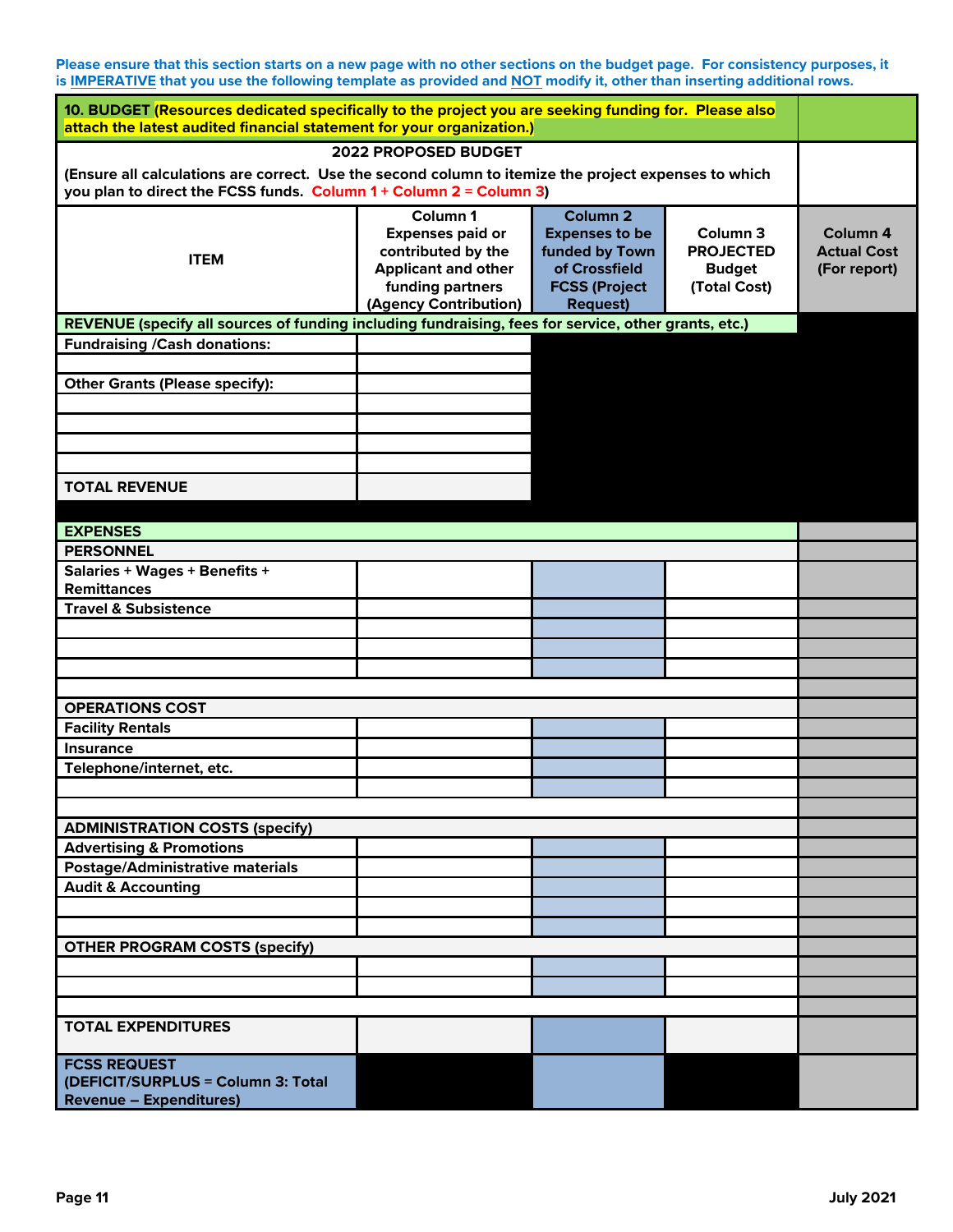**Please ensure that this section starts on a new page with no other sections on the budget page. For consistency purposes, it is IMPERATIVE that you use the following template as provided and NOT modify it, other than inserting additional rows.**

| **10. BUDGET (Resources dedicated specifically to the project you are seeking funding for. Please also attach the latest audited financial statement for your organization.)** | | | | |
|---|---|---|---|---|
| **2022 PROPOSED BUDGET** (Ensure all calculations are correct. Use the second column to itemize the project expenses to which you plan to direct the FCSS funds. Column 1 + Column 2 = Column 3) | | | | |
| **ITEM** | **Column 1 Expenses paid or contributed by the Applicant and other funding partners (Agency Contribution)** | **Column 2 Expenses to be funded by Town of Crossfield FCSS (Project Request)** | **Column 3 PROJECTED Budget (Total Cost)** | **Column 4 Actual Cost (For report)** |
| **REVENUE (specify all sources of funding including fundraising, fees for service, other grants, etc.)** | | | | |
| **Fundraising /Cash donations:** | | | | |
| | | | | |
| **Other Grants (Please specify):** | | | | |
| | | | | |
| | | | | |
| | | | | |
| | | | | |
| **TOTAL REVENUE** | | | | |
| **EXPENSES** | | | | |
| **PERSONNEL** | | | | |
| **Salaries + Wages + Benefits + Remittances** | | | | |
| **Travel & Subsistence** | | | | |
| | | | | |
| | | | | |
| | | | | |
| | | | | |
| **OPERATIONS COST** | | | | |
| **Facility Rentals** | | | | |
| **Insurance** | | | | |
| **Telephone/internet, etc.** | | | | |
| | | | | |
| | | | | |
| **ADMINISTRATION COSTS (specify)** | | | | |
| **Advertising & Promotions** | | | | |
| **Postage/Administrative materials** | | | | |
| **Audit & Accounting** | | | | |
| | | | | |
| | | | | |
| **OTHER PROGRAM COSTS (specify)** | | | | |
| | | | | |
| | | | | |
| | | | | |
| **TOTAL EXPENDITURES** | | | | |
| **FCSS REQUEST (DEFICIT/SURPLUS = Column 3: Total Revenue – Expenditures)** | | | | |

**July 2021**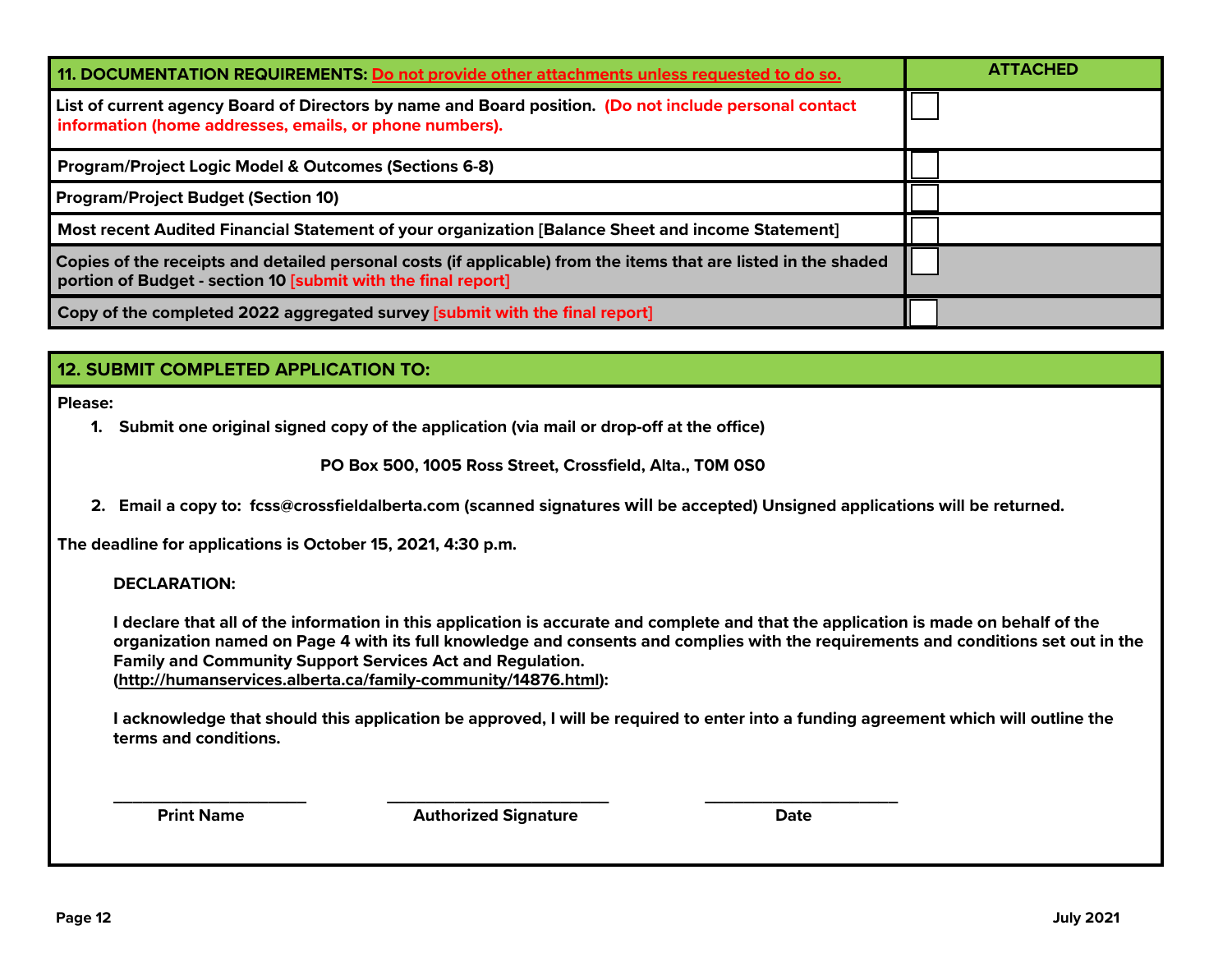| 11. DOCUMENTATION REQUIREMENTS: Do not provide other attachments unless requested to do so. | ATTACHED |
|---|---|
| List of current agency Board of Directors by name and Board position. (Do not include personal contact information (home addresses, emails, or phone numbers). | ☐ |
| Program/Project Logic Model & Outcomes (Sections 6-8) | ☐ |
| Program/Project Budget (Section 10) | ☐ |
| Most recent Audited Financial Statement of your organization [Balance Sheet and income Statement] | ☐ |
| Copies of the receipts and detailed personal costs (if applicable) from the items that are listed in the shaded portion of Budget - section 10 [submit with the final report] | ☐ |
| Copy of the completed 2022 aggregated survey [submit with the final report] | ☐ |

## 12. SUBMIT COMPLETED APPLICATION TO:

**Please:**

1. **Submit one original signed copy of the application (via mail or drop-off at the office)**

   **PO Box 500, 1005 Ross Street, Crossfield, Alta., T0M 0S0**

2. **Email a copy to: fcss@crossfieldalberta.com (scanned signatures will be accepted) Unsigned applications will be returned.**

**The deadline for applications is October 15, 2021, 4:30 p.m.**

**DECLARATION:**

**I declare that all of the information in this application is accurate and complete and that the application is made on behalf of the organization named on Page 4 with its full knowledge and consents and complies with the requirements and conditions set out in the Family and Community Support Services Act and Regulation. (http://humanservices.alberta.ca/family-community/14876.html):**

**I acknowledge that should this application be approved, I will be required to enter into a funding agreement which will outline the terms and conditions.**

| ______________________ | ______________________ | ______________________ |
|---|---|---|
| **Print Name** | **Authorized Signature** | **Date** |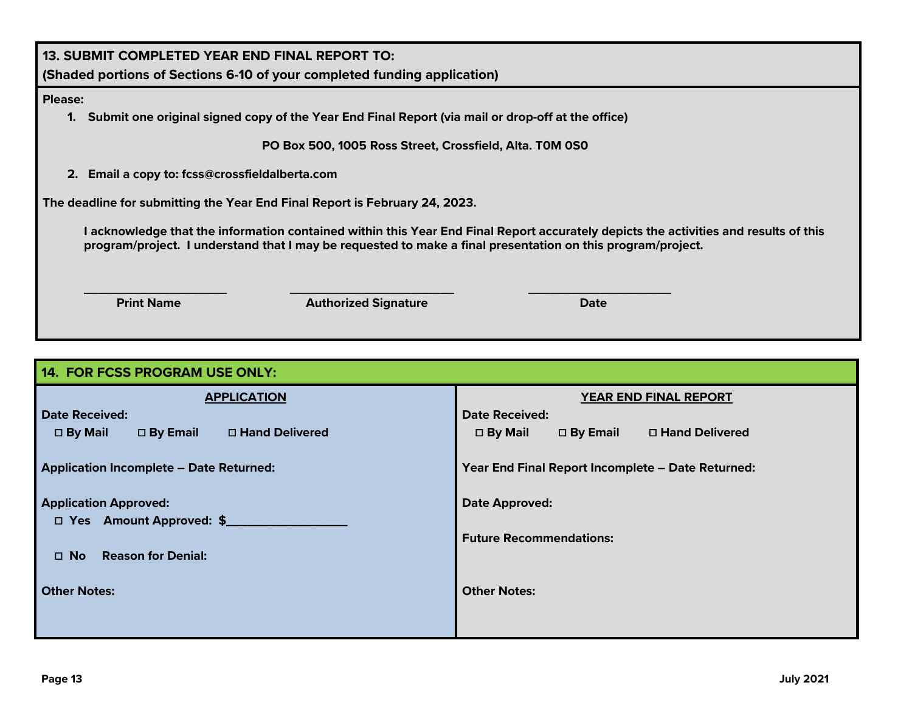## 13. SUBMIT COMPLETED YEAR END FINAL REPORT TO:
**(Shaded portions of Sections 6-10 of your completed funding application)**

**Please:**

1. **Submit one original signed copy of the Year End Final Report (via mail or drop-off at the office)**

   **PO Box 500, 1005 Ross Street, Crossfield, Alta. T0M 0S0**

2. **Email a copy to: fcss@crossfieldalberta.com**

**The deadline for submitting the Year End Final Report is February 24, 2023.**

**I acknowledge that the information contained within this Year End Final Report accurately depicts the activities and results of this program/project. I understand that I may be requested to make a final presentation on this program/project.**

| | | |
|---|---|---|
| ____________________ | ______________________ | ____________________ |
| **Print Name** | **Authorized Signature** | **Date** |

## 14. FOR FCSS PROGRAM USE ONLY:

| APPLICATION | YEAR END FINAL REPORT |
|---|---|
| **Date Received:** ☐ By Mail ☐ By Email ☐ Hand Delivered | **Date Received:** ☐ By Mail ☐ By Email ☐ Hand Delivered |
| **Application Incomplete – Date Returned:** | **Year End Final Report Incomplete – Date Returned:** |
| **Application Approved:** ☐ Yes **Amount Approved: $**_______________ | **Date Approved:** |
| ☐ No **Reason for Denial:** | **Future Recommendations:** |
| **Other Notes:** | **Other Notes:** |